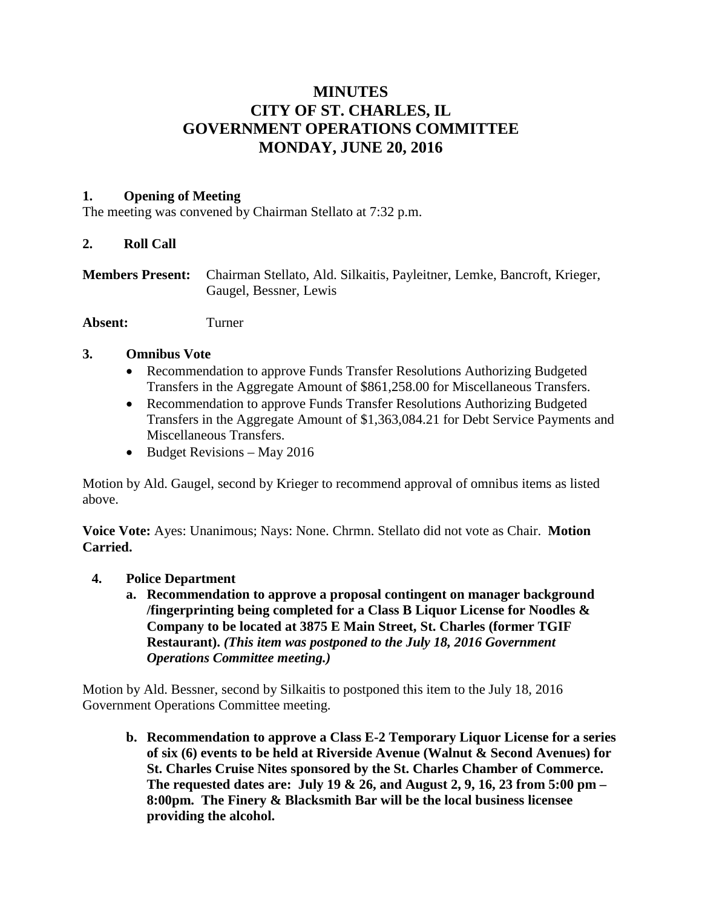# MINUTES
# CITY OF ST. CHARLES, IL
# GOVERNMENT OPERATIONS COMMITTEE
# MONDAY, JUNE 20, 2016

**1. Opening of Meeting**

The meeting was convened by Chairman Stellato at 7:32 p.m.

**2. Roll Call**

**Members Present:** Chairman Stellato, Ald. Silkaitis, Payleitner, Lemke, Bancroft, Krieger, Gaugel, Bessner, Lewis

**Absent:** Turner

**3. Omnibus Vote**

- Recommendation to approve Funds Transfer Resolutions Authorizing Budgeted Transfers in the Aggregate Amount of $861,258.00 for Miscellaneous Transfers.
- Recommendation to approve Funds Transfer Resolutions Authorizing Budgeted Transfers in the Aggregate Amount of $1,363,084.21 for Debt Service Payments and Miscellaneous Transfers.
- Budget Revisions – May 2016

Motion by Ald. Gaugel, second by Krieger to recommend approval of omnibus items as listed above.

**Voice Vote:** Ayes: Unanimous; Nays: None. Chrmn. Stellato did not vote as Chair. **Motion Carried.**

**4. Police Department**

**a. Recommendation to approve a proposal contingent on manager background /fingerprinting being completed for a Class B Liquor License for Noodles & Company to be located at 3875 E Main Street, St. Charles (former TGIF Restaurant).** ***(This item was postponed to the July 18, 2016 Government Operations Committee meeting.)***

Motion by Ald. Bessner, second by Silkaitis to postponed this item to the July 18, 2016 Government Operations Committee meeting.

**b. Recommendation to approve a Class E-2 Temporary Liquor License for a series of six (6) events to be held at Riverside Avenue (Walnut & Second Avenues) for St. Charles Cruise Nites sponsored by the St. Charles Chamber of Commerce. The requested dates are: July 19 & 26, and August 2, 9, 16, 23 from 5:00 pm – 8:00pm. The Finery & Blacksmith Bar will be the local business licensee providing the alcohol.**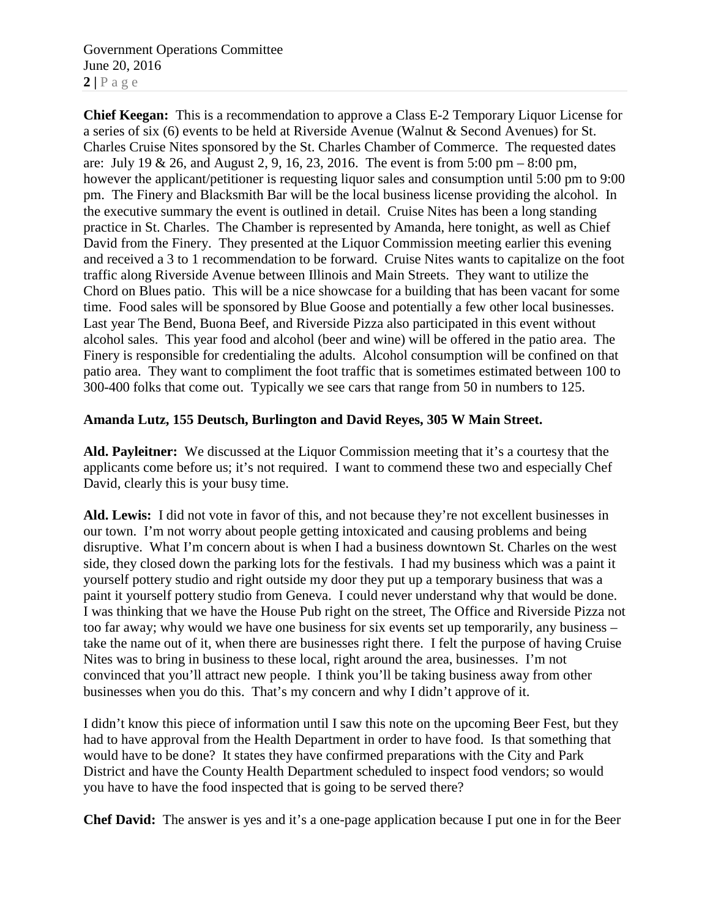**Chief Keegan:** This is a recommendation to approve a Class E-2 Temporary Liquor License for a series of six (6) events to be held at Riverside Avenue (Walnut & Second Avenues) for St. Charles Cruise Nites sponsored by the St. Charles Chamber of Commerce. The requested dates are: July 19 & 26, and August 2, 9, 16, 23, 2016. The event is from 5:00 pm – 8:00 pm, however the applicant/petitioner is requesting liquor sales and consumption until 5:00 pm to 9:00 pm. The Finery and Blacksmith Bar will be the local business license providing the alcohol. In the executive summary the event is outlined in detail. Cruise Nites has been a long standing practice in St. Charles. The Chamber is represented by Amanda, here tonight, as well as Chief David from the Finery. They presented at the Liquor Commission meeting earlier this evening and received a 3 to 1 recommendation to be forward. Cruise Nites wants to capitalize on the foot traffic along Riverside Avenue between Illinois and Main Streets. They want to utilize the Chord on Blues patio. This will be a nice showcase for a building that has been vacant for some time. Food sales will be sponsored by Blue Goose and potentially a few other local businesses. Last year The Bend, Buona Beef, and Riverside Pizza also participated in this event without alcohol sales. This year food and alcohol (beer and wine) will be offered in the patio area. The Finery is responsible for credentialing the adults. Alcohol consumption will be confined on that patio area. They want to compliment the foot traffic that is sometimes estimated between 100 to 300-400 folks that come out. Typically we see cars that range from 50 in numbers to 125.

**Amanda Lutz, 155 Deutsch, Burlington and David Reyes, 305 W Main Street.**

**Ald. Payleitner:** We discussed at the Liquor Commission meeting that it's a courtesy that the applicants come before us; it's not required. I want to commend these two and especially Chef David, clearly this is your busy time.

**Ald. Lewis:** I did not vote in favor of this, and not because they're not excellent businesses in our town. I'm not worry about people getting intoxicated and causing problems and being disruptive. What I'm concern about is when I had a business downtown St. Charles on the west side, they closed down the parking lots for the festivals. I had my business which was a paint it yourself pottery studio and right outside my door they put up a temporary business that was a paint it yourself pottery studio from Geneva. I could never understand why that would be done. I was thinking that we have the House Pub right on the street, The Office and Riverside Pizza not too far away; why would we have one business for six events set up temporarily, any business – take the name out of it, when there are businesses right there. I felt the purpose of having Cruise Nites was to bring in business to these local, right around the area, businesses. I'm not convinced that you'll attract new people. I think you'll be taking business away from other businesses when you do this. That's my concern and why I didn't approve of it.

I didn't know this piece of information until I saw this note on the upcoming Beer Fest, but they had to have approval from the Health Department in order to have food. Is that something that would have to be done? It states they have confirmed preparations with the City and Park District and have the County Health Department scheduled to inspect food vendors; so would you have to have the food inspected that is going to be served there?

**Chef David:** The answer is yes and it's a one-page application because I put one in for the Beer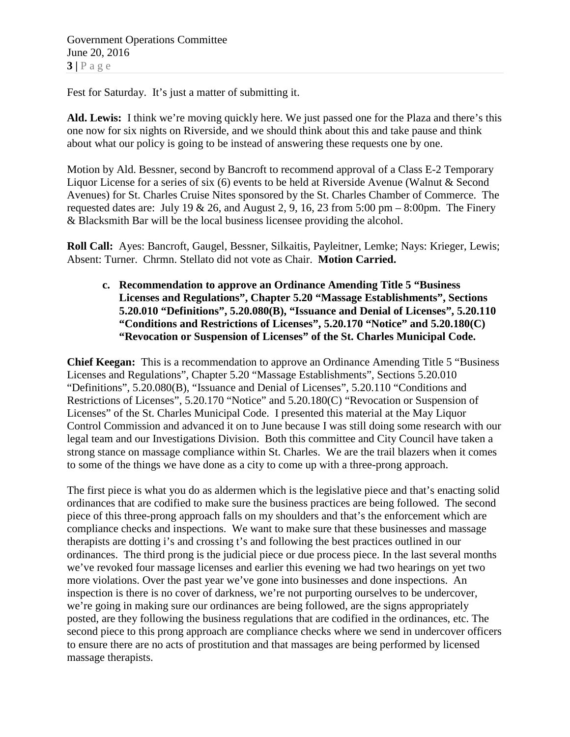Fest for Saturday. It's just a matter of submitting it.

**Ald. Lewis:** I think we're moving quickly here. We just passed one for the Plaza and there's this one now for six nights on Riverside, and we should think about this and take pause and think about what our policy is going to be instead of answering these requests one by one.

Motion by Ald. Bessner, second by Bancroft to recommend approval of a Class E-2 Temporary Liquor License for a series of six (6) events to be held at Riverside Avenue (Walnut & Second Avenues) for St. Charles Cruise Nites sponsored by the St. Charles Chamber of Commerce. The requested dates are: July 19 & 26, and August 2, 9, 16, 23 from 5:00 pm – 8:00pm. The Finery & Blacksmith Bar will be the local business licensee providing the alcohol.

**Roll Call:** Ayes: Bancroft, Gaugel, Bessner, Silkaitis, Payleitner, Lemke; Nays: Krieger, Lewis; Absent: Turner. Chrmn. Stellato did not vote as Chair. **Motion Carried.**

**c. Recommendation to approve an Ordinance Amending Title 5 "Business Licenses and Regulations", Chapter 5.20 "Massage Establishments", Sections 5.20.010 "Definitions", 5.20.080(B), "Issuance and Denial of Licenses", 5.20.110 "Conditions and Restrictions of Licenses", 5.20.170 "Notice" and 5.20.180(C) "Revocation or Suspension of Licenses" of the St. Charles Municipal Code.**

**Chief Keegan:** This is a recommendation to approve an Ordinance Amending Title 5 "Business Licenses and Regulations", Chapter 5.20 "Massage Establishments", Sections 5.20.010 "Definitions", 5.20.080(B), "Issuance and Denial of Licenses", 5.20.110 "Conditions and Restrictions of Licenses", 5.20.170 "Notice" and 5.20.180(C) "Revocation or Suspension of Licenses" of the St. Charles Municipal Code. I presented this material at the May Liquor Control Commission and advanced it on to June because I was still doing some research with our legal team and our Investigations Division. Both this committee and City Council have taken a strong stance on massage compliance within St. Charles. We are the trail blazers when it comes to some of the things we have done as a city to come up with a three-prong approach.

The first piece is what you do as aldermen which is the legislative piece and that's enacting solid ordinances that are codified to make sure the business practices are being followed. The second piece of this three-prong approach falls on my shoulders and that's the enforcement which are compliance checks and inspections. We want to make sure that these businesses and massage therapists are dotting i's and crossing t's and following the best practices outlined in our ordinances. The third prong is the judicial piece or due process piece. In the last several months we've revoked four massage licenses and earlier this evening we had two hearings on yet two more violations. Over the past year we've gone into businesses and done inspections. An inspection is there is no cover of darkness, we're not purporting ourselves to be undercover, we're going in making sure our ordinances are being followed, are the signs appropriately posted, are they following the business regulations that are codified in the ordinances, etc. The second piece to this prong approach are compliance checks where we send in undercover officers to ensure there are no acts of prostitution and that massages are being performed by licensed massage therapists.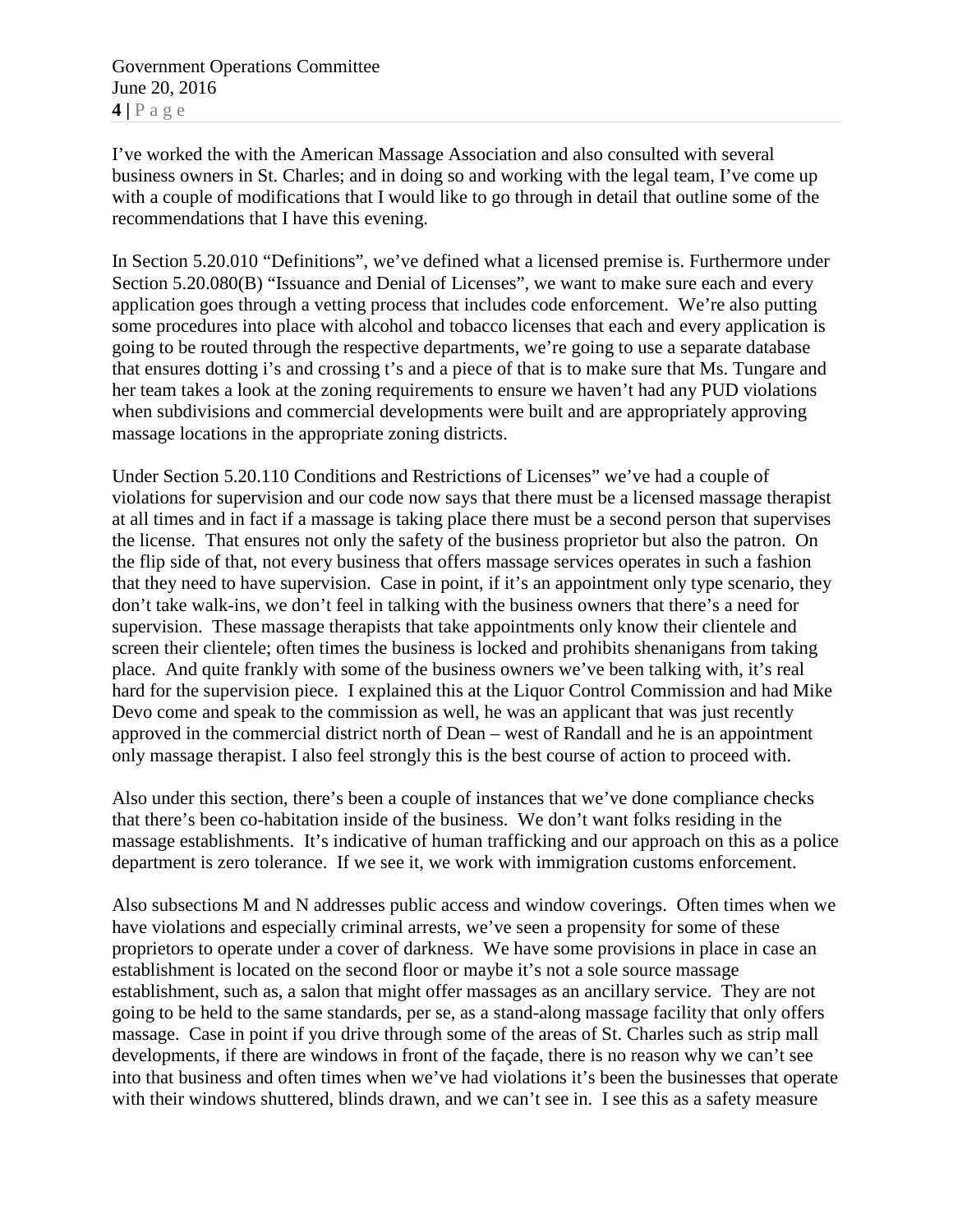I've worked the with the American Massage Association and also consulted with several business owners in St. Charles; and in doing so and working with the legal team, I've come up with a couple of modifications that I would like to go through in detail that outline some of the recommendations that I have this evening.

In Section 5.20.010 "Definitions", we've defined what a licensed premise is. Furthermore under Section 5.20.080(B) "Issuance and Denial of Licenses", we want to make sure each and every application goes through a vetting process that includes code enforcement. We're also putting some procedures into place with alcohol and tobacco licenses that each and every application is going to be routed through the respective departments, we're going to use a separate database that ensures dotting i's and crossing t's and a piece of that is to make sure that Ms. Tungare and her team takes a look at the zoning requirements to ensure we haven't had any PUD violations when subdivisions and commercial developments were built and are appropriately approving massage locations in the appropriate zoning districts.

Under Section 5.20.110 Conditions and Restrictions of Licenses" we've had a couple of violations for supervision and our code now says that there must be a licensed massage therapist at all times and in fact if a massage is taking place there must be a second person that supervises the license. That ensures not only the safety of the business proprietor but also the patron. On the flip side of that, not every business that offers massage services operates in such a fashion that they need to have supervision. Case in point, if it's an appointment only type scenario, they don't take walk-ins, we don't feel in talking with the business owners that there's a need for supervision. These massage therapists that take appointments only know their clientele and screen their clientele; often times the business is locked and prohibits shenanigans from taking place. And quite frankly with some of the business owners we've been talking with, it's real hard for the supervision piece. I explained this at the Liquor Control Commission and had Mike Devo come and speak to the commission as well, he was an applicant that was just recently approved in the commercial district north of Dean – west of Randall and he is an appointment only massage therapist. I also feel strongly this is the best course of action to proceed with.

Also under this section, there's been a couple of instances that we've done compliance checks that there's been co-habitation inside of the business. We don't want folks residing in the massage establishments. It's indicative of human trafficking and our approach on this as a police department is zero tolerance. If we see it, we work with immigration customs enforcement.

Also subsections M and N addresses public access and window coverings. Often times when we have violations and especially criminal arrests, we've seen a propensity for some of these proprietors to operate under a cover of darkness. We have some provisions in place in case an establishment is located on the second floor or maybe it's not a sole source massage establishment, such as, a salon that might offer massages as an ancillary service. They are not going to be held to the same standards, per se, as a stand-along massage facility that only offers massage. Case in point if you drive through some of the areas of St. Charles such as strip mall developments, if there are windows in front of the façade, there is no reason why we can't see into that business and often times when we've had violations it's been the businesses that operate with their windows shuttered, blinds drawn, and we can't see in. I see this as a safety measure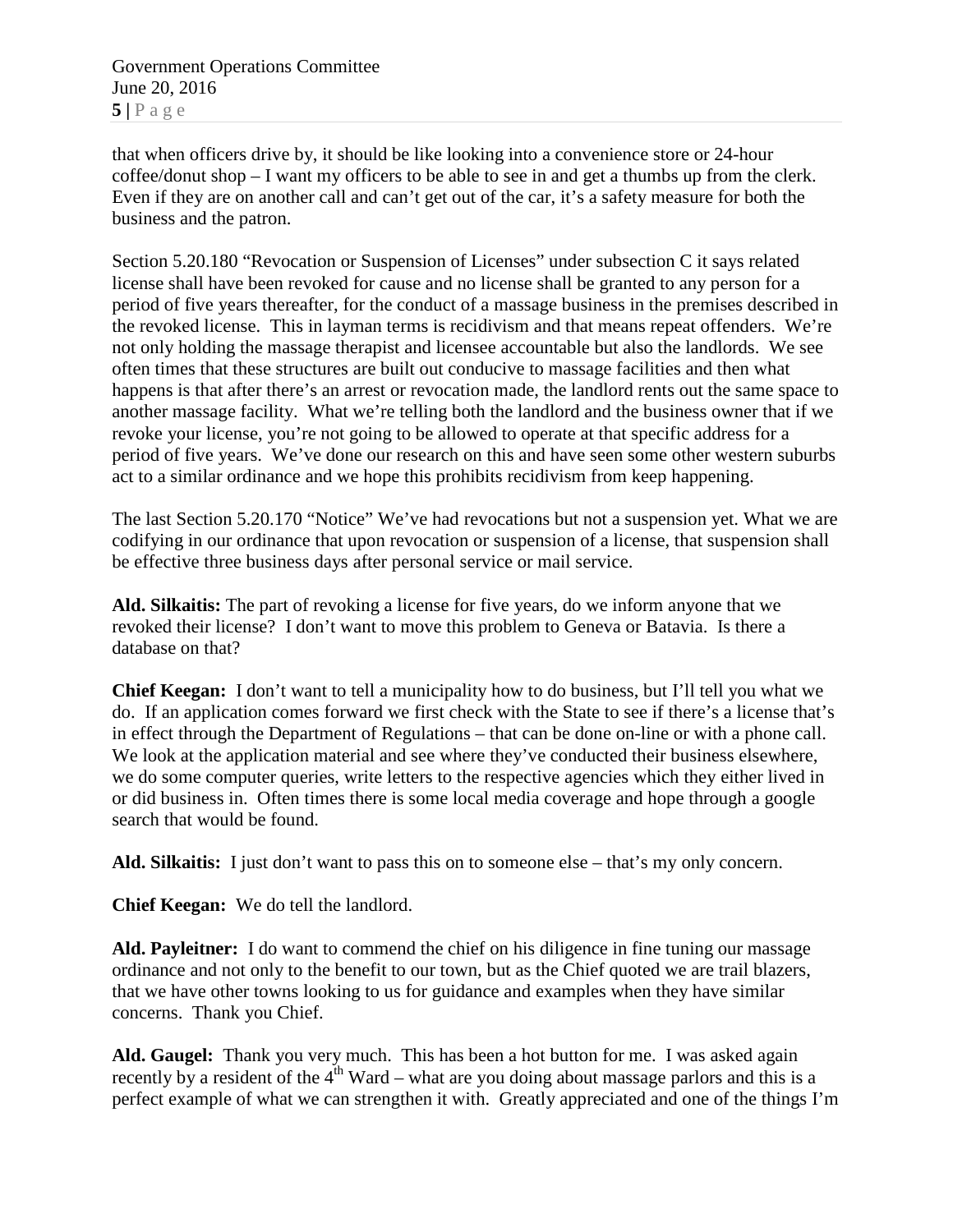that when officers drive by, it should be like looking into a convenience store or 24-hour coffee/donut shop – I want my officers to be able to see in and get a thumbs up from the clerk. Even if they are on another call and can't get out of the car, it's a safety measure for both the business and the patron.

Section 5.20.180 "Revocation or Suspension of Licenses" under subsection C it says related license shall have been revoked for cause and no license shall be granted to any person for a period of five years thereafter, for the conduct of a massage business in the premises described in the revoked license. This in layman terms is recidivism and that means repeat offenders. We're not only holding the massage therapist and licensee accountable but also the landlords. We see often times that these structures are built out conducive to massage facilities and then what happens is that after there's an arrest or revocation made, the landlord rents out the same space to another massage facility. What we're telling both the landlord and the business owner that if we revoke your license, you're not going to be allowed to operate at that specific address for a period of five years. We've done our research on this and have seen some other western suburbs act to a similar ordinance and we hope this prohibits recidivism from keep happening.

The last Section 5.20.170 "Notice" We've had revocations but not a suspension yet. What we are codifying in our ordinance that upon revocation or suspension of a license, that suspension shall be effective three business days after personal service or mail service.

**Ald. Silkaitis:** The part of revoking a license for five years, do we inform anyone that we revoked their license? I don't want to move this problem to Geneva or Batavia. Is there a database on that?

**Chief Keegan:** I don't want to tell a municipality how to do business, but I'll tell you what we do. If an application comes forward we first check with the State to see if there's a license that's in effect through the Department of Regulations – that can be done on-line or with a phone call. We look at the application material and see where they've conducted their business elsewhere, we do some computer queries, write letters to the respective agencies which they either lived in or did business in. Often times there is some local media coverage and hope through a google search that would be found.

**Ald. Silkaitis:** I just don't want to pass this on to someone else – that's my only concern.

**Chief Keegan:** We do tell the landlord.

**Ald. Payleitner:** I do want to commend the chief on his diligence in fine tuning our massage ordinance and not only to the benefit to our town, but as the Chief quoted we are trail blazers, that we have other towns looking to us for guidance and examples when they have similar concerns. Thank you Chief.

**Ald. Gaugel:** Thank you very much. This has been a hot button for me. I was asked again recently by a resident of the 4th Ward – what are you doing about massage parlors and this is a perfect example of what we can strengthen it with. Greatly appreciated and one of the things I'm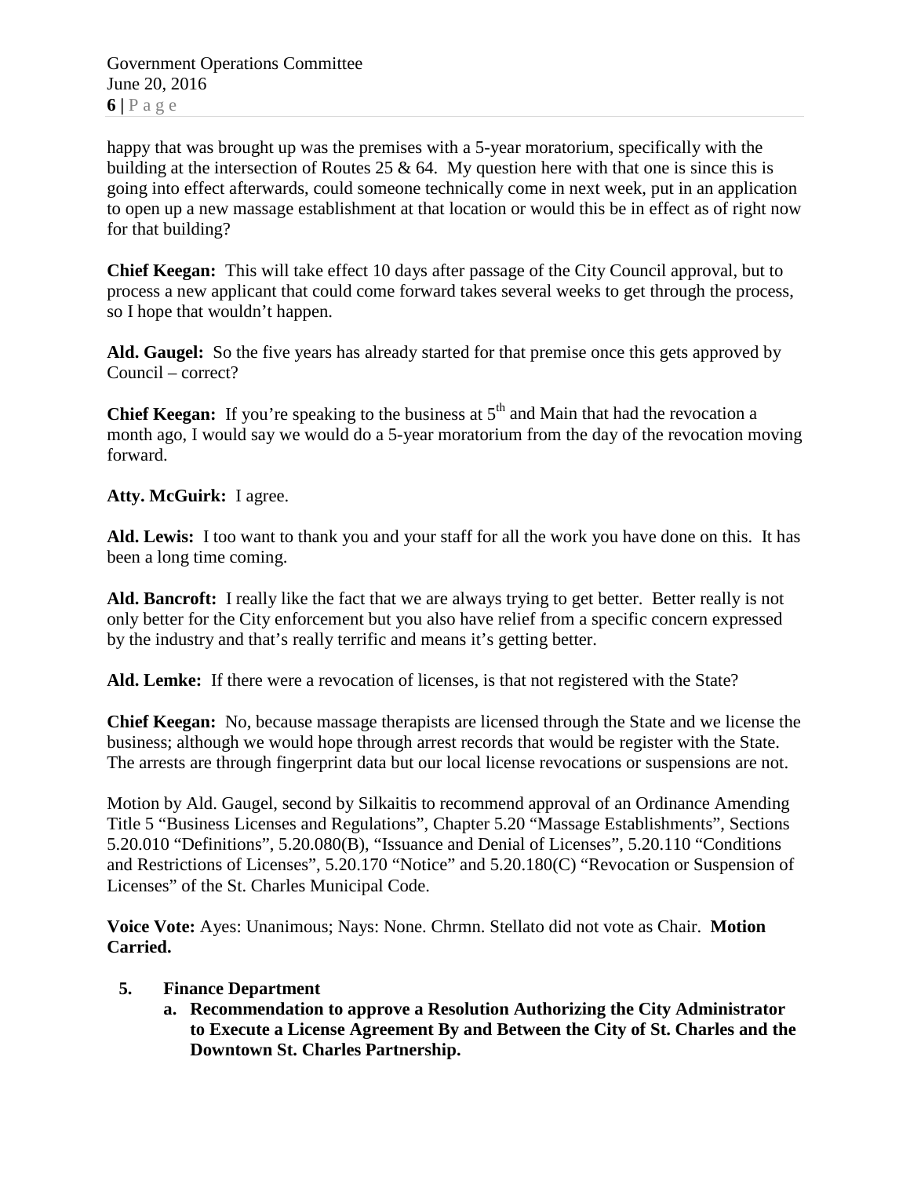happy that was brought up was the premises with a 5-year moratorium, specifically with the building at the intersection of Routes 25 & 64. My question here with that one is since this is going into effect afterwards, could someone technically come in next week, put in an application to open up a new massage establishment at that location or would this be in effect as of right now for that building?

**Chief Keegan:** This will take effect 10 days after passage of the City Council approval, but to process a new applicant that could come forward takes several weeks to get through the process, so I hope that wouldn't happen.

**Ald. Gaugel:** So the five years has already started for that premise once this gets approved by Council – correct?

**Chief Keegan:** If you're speaking to the business at 5th and Main that had the revocation a month ago, I would say we would do a 5-year moratorium from the day of the revocation moving forward.

**Atty. McGuirk:** I agree.

**Ald. Lewis:** I too want to thank you and your staff for all the work you have done on this. It has been a long time coming.

**Ald. Bancroft:** I really like the fact that we are always trying to get better. Better really is not only better for the City enforcement but you also have relief from a specific concern expressed by the industry and that's really terrific and means it's getting better.

**Ald. Lemke:** If there were a revocation of licenses, is that not registered with the State?

**Chief Keegan:** No, because massage therapists are licensed through the State and we license the business; although we would hope through arrest records that would be register with the State. The arrests are through fingerprint data but our local license revocations or suspensions are not.

Motion by Ald. Gaugel, second by Silkaitis to recommend approval of an Ordinance Amending Title 5 "Business Licenses and Regulations", Chapter 5.20 "Massage Establishments", Sections 5.20.010 "Definitions", 5.20.080(B), "Issuance and Denial of Licenses", 5.20.110 "Conditions and Restrictions of Licenses", 5.20.170 "Notice" and 5.20.180(C) "Revocation or Suspension of Licenses" of the St. Charles Municipal Code.

**Voice Vote:** Ayes: Unanimous; Nays: None. Chrmn. Stellato did not vote as Chair. **Motion Carried.**

5. **Finance Department**
   a. **Recommendation to approve a Resolution Authorizing the City Administrator to Execute a License Agreement By and Between the City of St. Charles and the Downtown St. Charles Partnership.**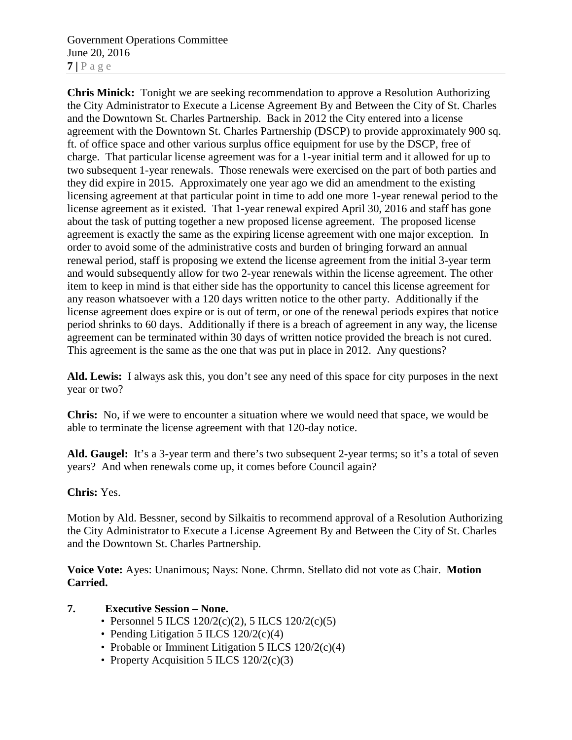**Chris Minick:** Tonight we are seeking recommendation to approve a Resolution Authorizing the City Administrator to Execute a License Agreement By and Between the City of St. Charles and the Downtown St. Charles Partnership. Back in 2012 the City entered into a license agreement with the Downtown St. Charles Partnership (DSCP) to provide approximately 900 sq. ft. of office space and other various surplus office equipment for use by the DSCP, free of charge. That particular license agreement was for a 1-year initial term and it allowed for up to two subsequent 1-year renewals. Those renewals were exercised on the part of both parties and they did expire in 2015. Approximately one year ago we did an amendment to the existing licensing agreement at that particular point in time to add one more 1-year renewal period to the license agreement as it existed. That 1-year renewal expired April 30, 2016 and staff has gone about the task of putting together a new proposed license agreement. The proposed license agreement is exactly the same as the expiring license agreement with one major exception. In order to avoid some of the administrative costs and burden of bringing forward an annual renewal period, staff is proposing we extend the license agreement from the initial 3-year term and would subsequently allow for two 2-year renewals within the license agreement. The other item to keep in mind is that either side has the opportunity to cancel this license agreement for any reason whatsoever with a 120 days written notice to the other party. Additionally if the license agreement does expire or is out of term, or one of the renewal periods expires that notice period shrinks to 60 days. Additionally if there is a breach of agreement in any way, the license agreement can be terminated within 30 days of written notice provided the breach is not cured. This agreement is the same as the one that was put in place in 2012. Any questions?

**Ald. Lewis:** I always ask this, you don't see any need of this space for city purposes in the next year or two?

**Chris:** No, if we were to encounter a situation where we would need that space, we would be able to terminate the license agreement with that 120-day notice.

**Ald. Gaugel:** It's a 3-year term and there's two subsequent 2-year terms; so it's a total of seven years? And when renewals come up, it comes before Council again?

**Chris:** Yes.

Motion by Ald. Bessner, second by Silkaitis to recommend approval of a Resolution Authorizing the City Administrator to Execute a License Agreement By and Between the City of St. Charles and the Downtown St. Charles Partnership.

**Voice Vote:** Ayes: Unanimous; Nays: None. Chrmn. Stellato did not vote as Chair. **Motion Carried.**

**7. Executive Session – None.**

- Personnel 5 ILCS 120/2(c)(2), 5 ILCS 120/2(c)(5)
- Pending Litigation 5 ILCS 120/2(c)(4)
- Probable or Imminent Litigation 5 ILCS 120/2(c)(4)
- Property Acquisition 5 ILCS 120/2(c)(3)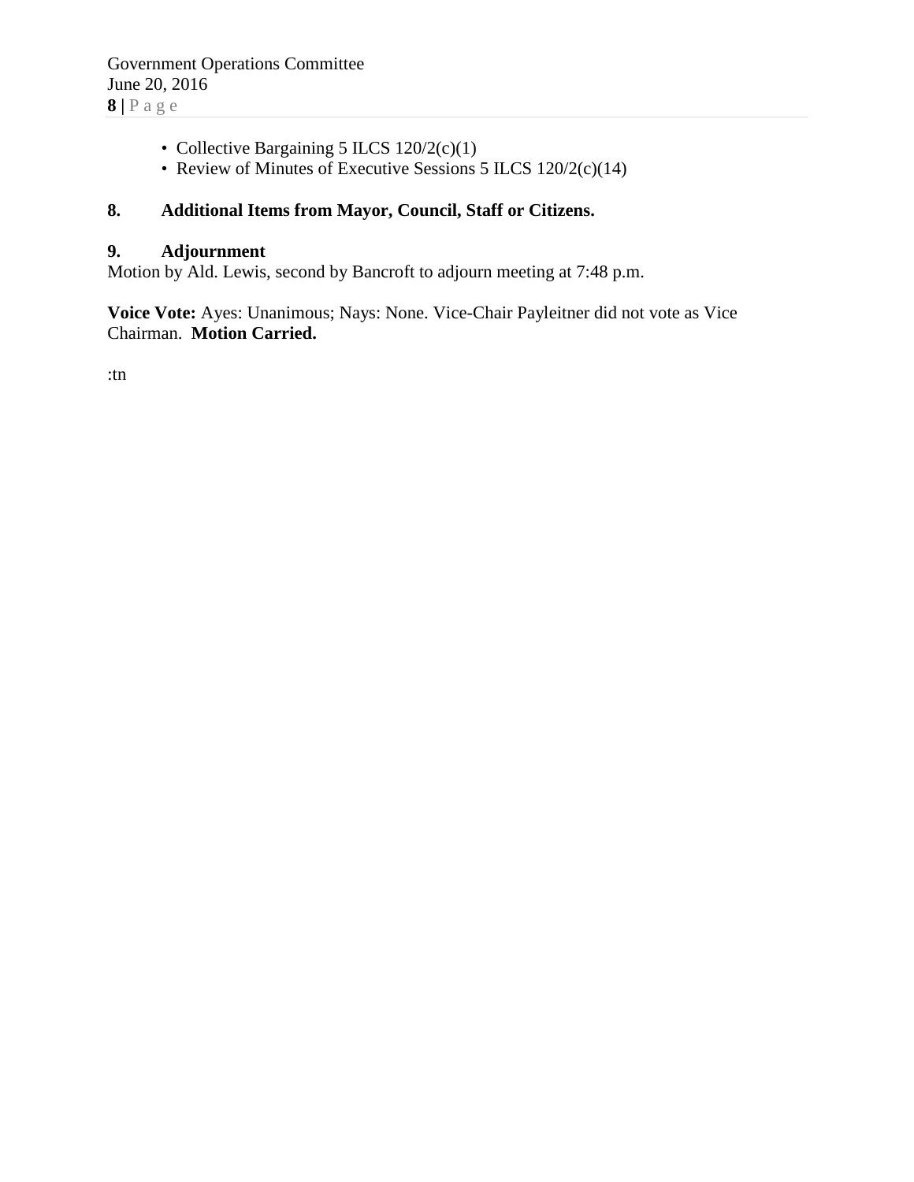- Collective Bargaining 5 ILCS 120/2(c)(1)
- Review of Minutes of Executive Sessions 5 ILCS 120/2(c)(14)

**8. Additional Items from Mayor, Council, Staff or Citizens.**

**9. Adjournment**

Motion by Ald. Lewis, second by Bancroft to adjourn meeting at 7:48 p.m.

**Voice Vote:** Ayes: Unanimous; Nays: None. Vice-Chair Payleitner did not vote as Vice Chairman. **Motion Carried.**

:tn